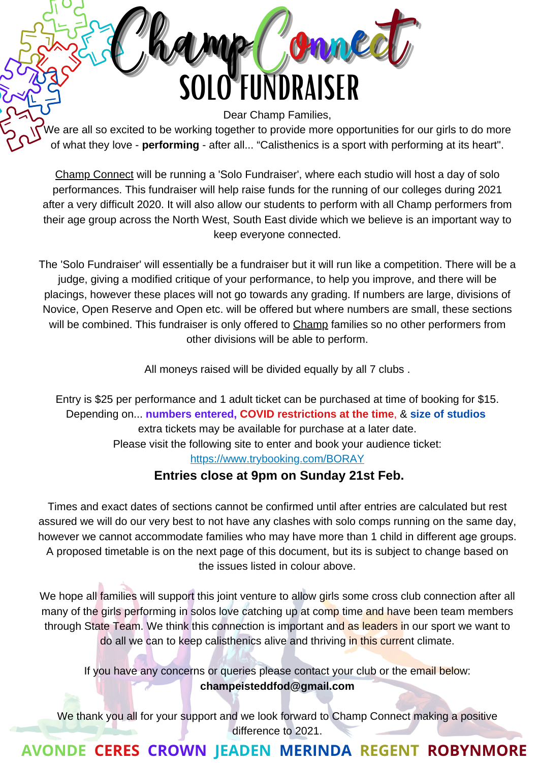# Champ Connect

## SOLO FUNDRAISER

Dear Champ Families,

We are all so excited to be working together to provide more opportunities for our girls to do more of what they love - **performing** - after all... “Calisthenics is a sport with performing at its heart".

Champ Connect will be running a 'Solo Fundraiser', where each studio will host a day of solo performances. This fundraiser will help raise funds for the running of our colleges during 2021 after a very difficult 2020. It will also allow our students to perform with all Champ performers from their age group across the North West, South East divide which we believe is an important way to keep everyone connected.

The 'Solo Fundraiser' will essentially be a fundraiser but it will run like a competition. There will be a judge, giving a modified critique of your performance, to help you improve, and there will be placings, however these places will not go towards any grading. If numbers are large, divisions of Novice, Open Reserve and Open etc. will be offered but where numbers are small, these sections will be combined. This fundraiser is only offered to Champ families so no other performers from other divisions will be able to perform.

All moneys raised will be divided equally by all 7 clubs .

Entry is $25 per performance and 1 adult ticket can be purchased at time of booking for $15.
Depending on... **numbers entered, COVID restrictions at the time**, & **size of studios**
extra tickets may be available for purchase at a later date.
Please visit the following site to enter and book your audience ticket:
https://www.trybooking.com/BORAY

**Entries close at 9pm on Sunday 21st Feb.**

Times and exact dates of sections cannot be confirmed until after entries are calculated but rest assured we will do our very best to not have any clashes with solo comps running on the same day, however we cannot accommodate families who may have more than 1 child in different age groups. A proposed timetable is on the next page of this document, but its is subject to change based on the issues listed in colour above.

We hope all families will support this joint venture to allow girls some cross club connection after all many of the girls performing in solos love catching up at comp time and have been team members through State Team. We think this connection is important and as leaders in our sport we want to do all we can to keep calisthenics alive and thriving in this current climate.

If you have any concerns or queries please contact your club or the email below:
**champeisteddfod@gmail.com**

We thank you all for your support and we look forward to Champ Connect making a positive difference to 2021.

AVONDE CERES CROWN JEADEN MERINDA REGENT ROBYNMORE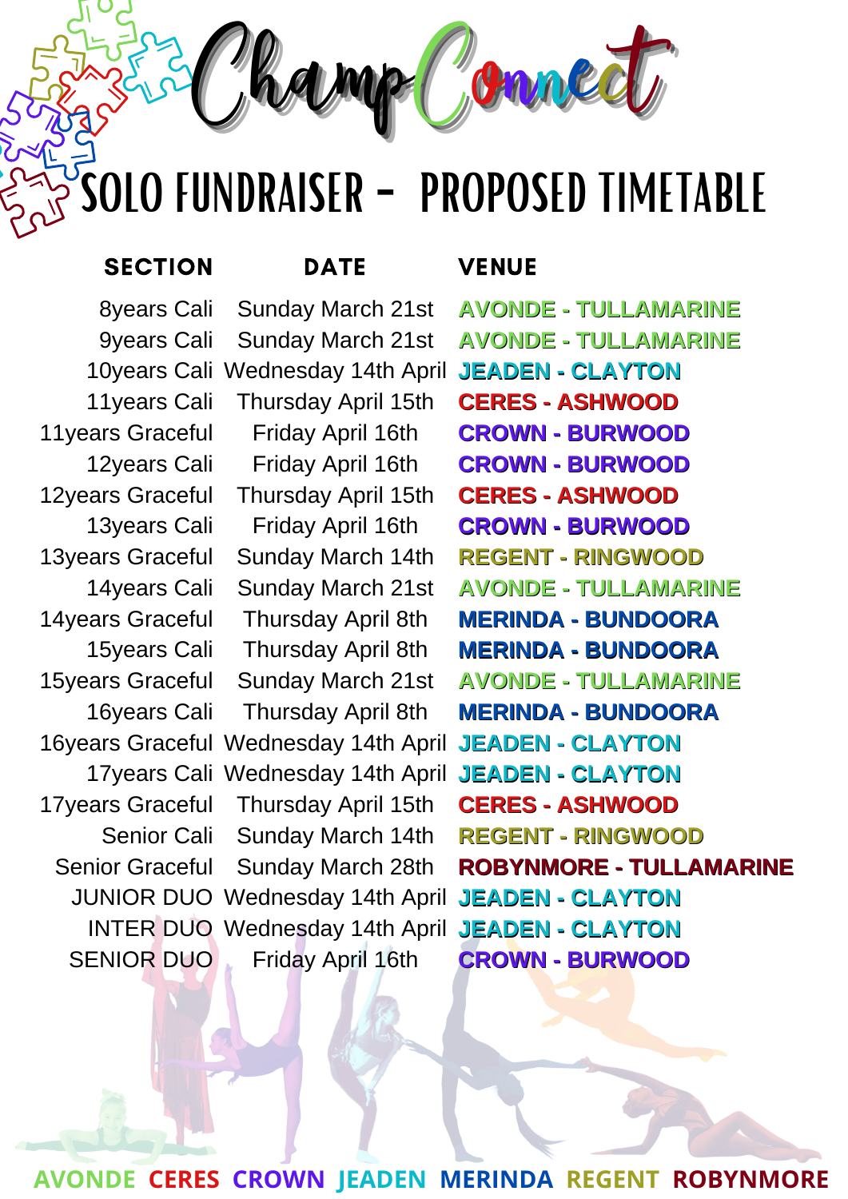# ChampConnect

## SOLO FUNDRAISER - PROPOSED TIMETABLE

| SECTION | DATE | VENUE |
|---|---|---|
| 8years Cali | Sunday March 21st | AVONDE - TULLAMARINE |
| 9years Cali | Sunday March 21st | AVONDE - TULLAMARINE |
| 10years Cali | Wednesday 14th April | JEADEN - CLAYTON |
| 11years Cali | Thursday April 15th | CERES - ASHWOOD |
| 11years Graceful | Friday April 16th | CROWN - BURWOOD |
| 12years Cali | Friday April 16th | CROWN - BURWOOD |
| 12years Graceful | Thursday April 15th | CERES - ASHWOOD |
| 13years Cali | Friday April 16th | CROWN - BURWOOD |
| 13years Graceful | Sunday March 14th | REGENT - RINGWOOD |
| 14years Cali | Sunday March 21st | AVONDE - TULLAMARINE |
| 14years Graceful | Thursday April 8th | MERINDA - BUNDOORA |
| 15years Cali | Thursday April 8th | MERINDA - BUNDOORA |
| 15years Graceful | Sunday March 21st | AVONDE - TULLAMARINE |
| 16years Cali | Thursday April 8th | MERINDA - BUNDOORA |
| 16years Graceful | Wednesday 14th April | JEADEN - CLAYTON |
| 17years Cali | Wednesday 14th April | JEADEN - CLAYTON |
| 17years Graceful | Thursday April 15th | CERES - ASHWOOD |
| Senior Cali | Sunday March 14th | REGENT - RINGWOOD |
| Senior Graceful | Sunday March 28th | ROBYNMORE - TULLAMARINE |
| JUNIOR DUO | Wednesday 14th April | JEADEN - CLAYTON |
| INTER DUO | Wednesday 14th April | JEADEN - CLAYTON |
| SENIOR DUO | Friday April 16th | CROWN - BURWOOD |

AVONDE CERES CROWN JEADEN MERINDA REGENT ROBYNMORE